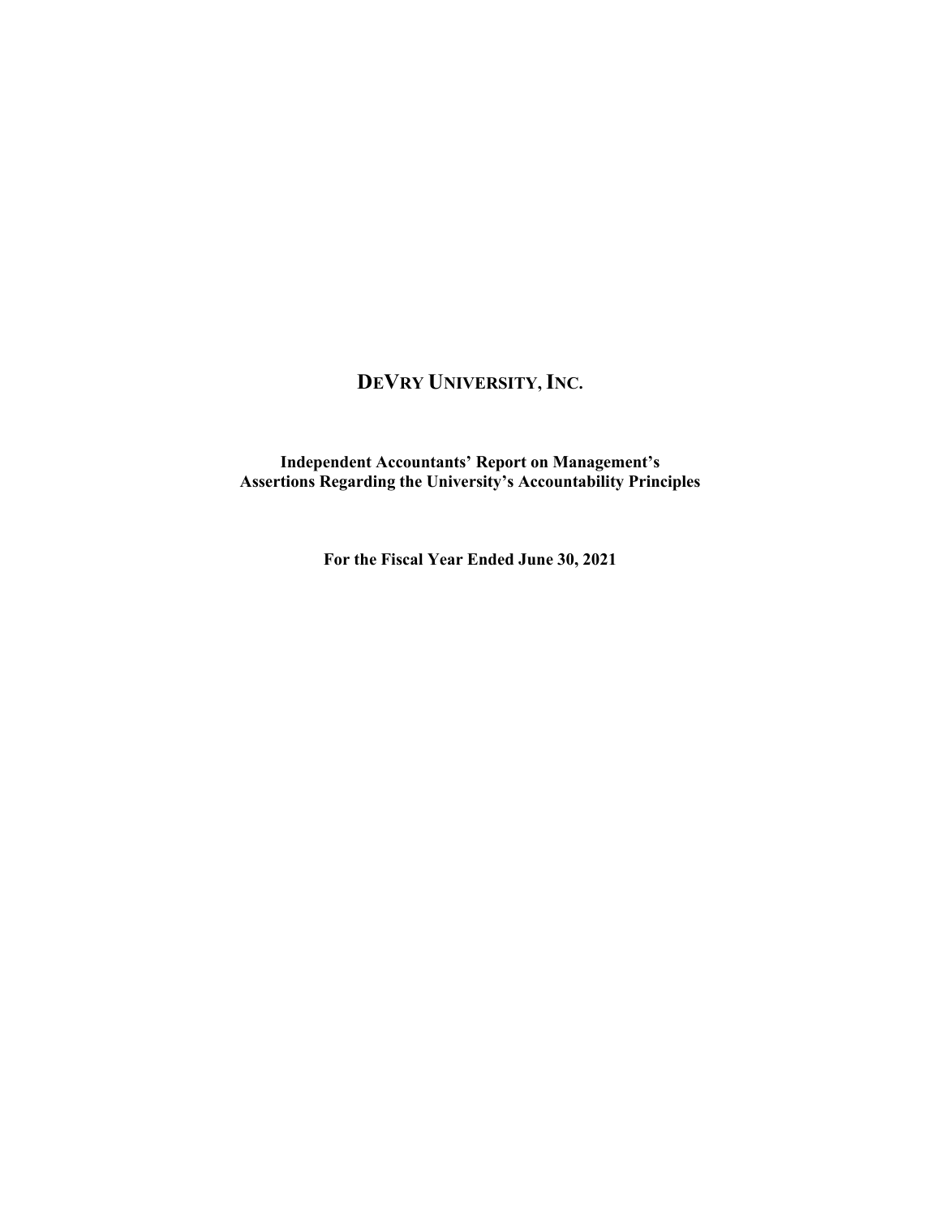# DeVry University, Inc.

**Independent Accountants' Report on Management's Assertions Regarding the University's Accountability Principles**

**For the Fiscal Year Ended June 30, 2021**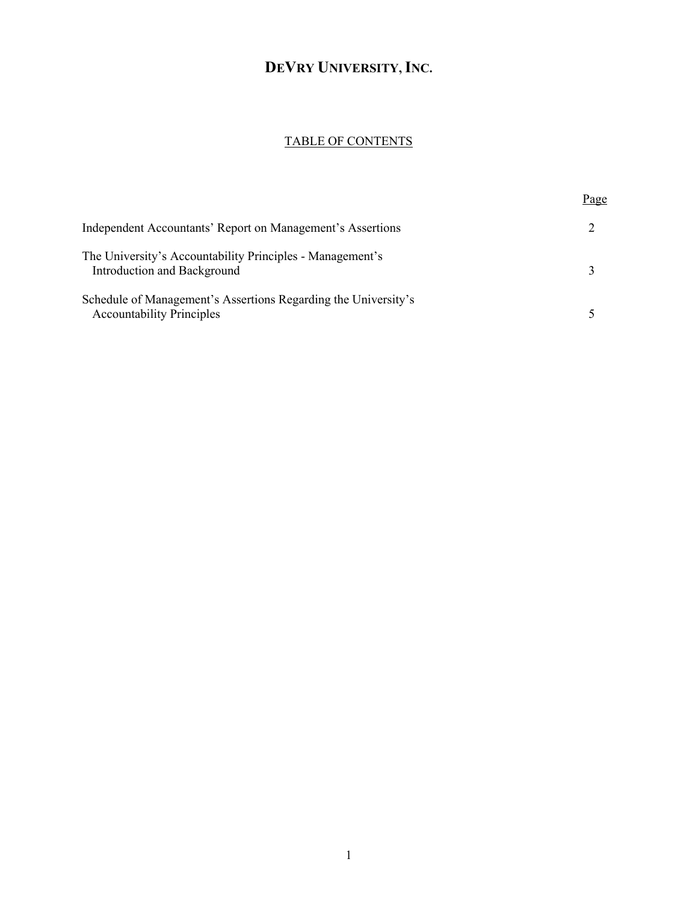# DeVry University, Inc.

## TABLE OF CONTENTS

| | Page |
|---|---|
| Independent Accountants' Report on Management's Assertions | 2 |
| The University's Accountability Principles - Management's Introduction and Background | 3 |
| Schedule of Management's Assertions Regarding the University's Accountability Principles | 5 |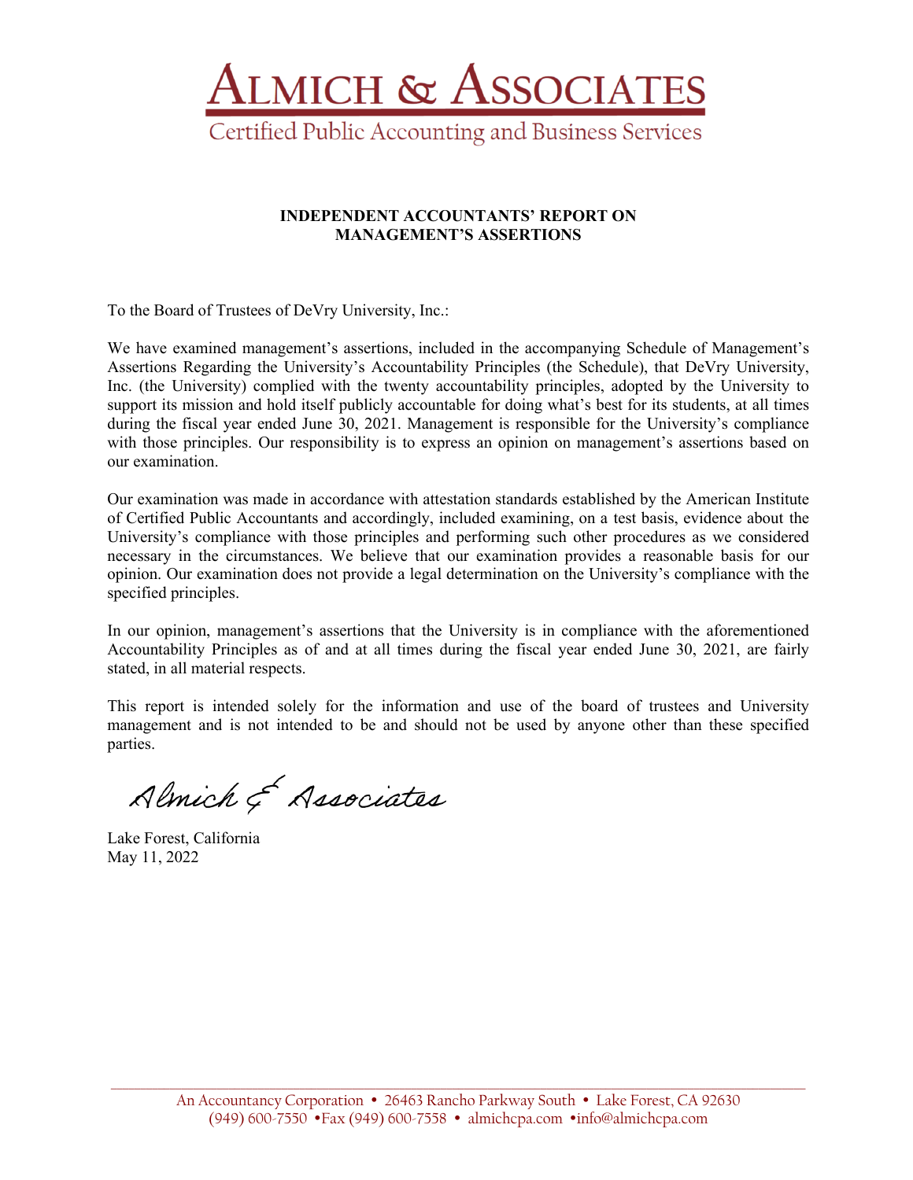# ALMICH & ASSOCIATES

Certified Public Accounting and Business Services

**INDEPENDENT ACCOUNTANTS' REPORT ON MANAGEMENT'S ASSERTIONS**

To the Board of Trustees of DeVry University, Inc.:

We have examined management's assertions, included in the accompanying Schedule of Management's Assertions Regarding the University's Accountability Principles (the Schedule), that DeVry University, Inc. (the University) complied with the twenty accountability principles, adopted by the University to support its mission and hold itself publicly accountable for doing what's best for its students, at all times during the fiscal year ended June 30, 2021. Management is responsible for the University's compliance with those principles. Our responsibility is to express an opinion on management's assertions based on our examination.

Our examination was made in accordance with attestation standards established by the American Institute of Certified Public Accountants and accordingly, included examining, on a test basis, evidence about the University's compliance with those principles and performing such other procedures as we considered necessary in the circumstances. We believe that our examination provides a reasonable basis for our opinion. Our examination does not provide a legal determination on the University's compliance with the specified principles.

In our opinion, management's assertions that the University is in compliance with the aforementioned Accountability Principles as of and at all times during the fiscal year ended June 30, 2021, are fairly stated, in all material respects.

This report is intended solely for the information and use of the board of trustees and University management and is not intended to be and should not be used by anyone other than these specified parties.

Almich & Associates

Lake Forest, California
May 11, 2022

An Accountancy Corporation • 26463 Rancho Parkway South • Lake Forest, CA 92630
(949) 600-7550 •Fax (949) 600-7558 • almichcpa.com •info@almichcpa.com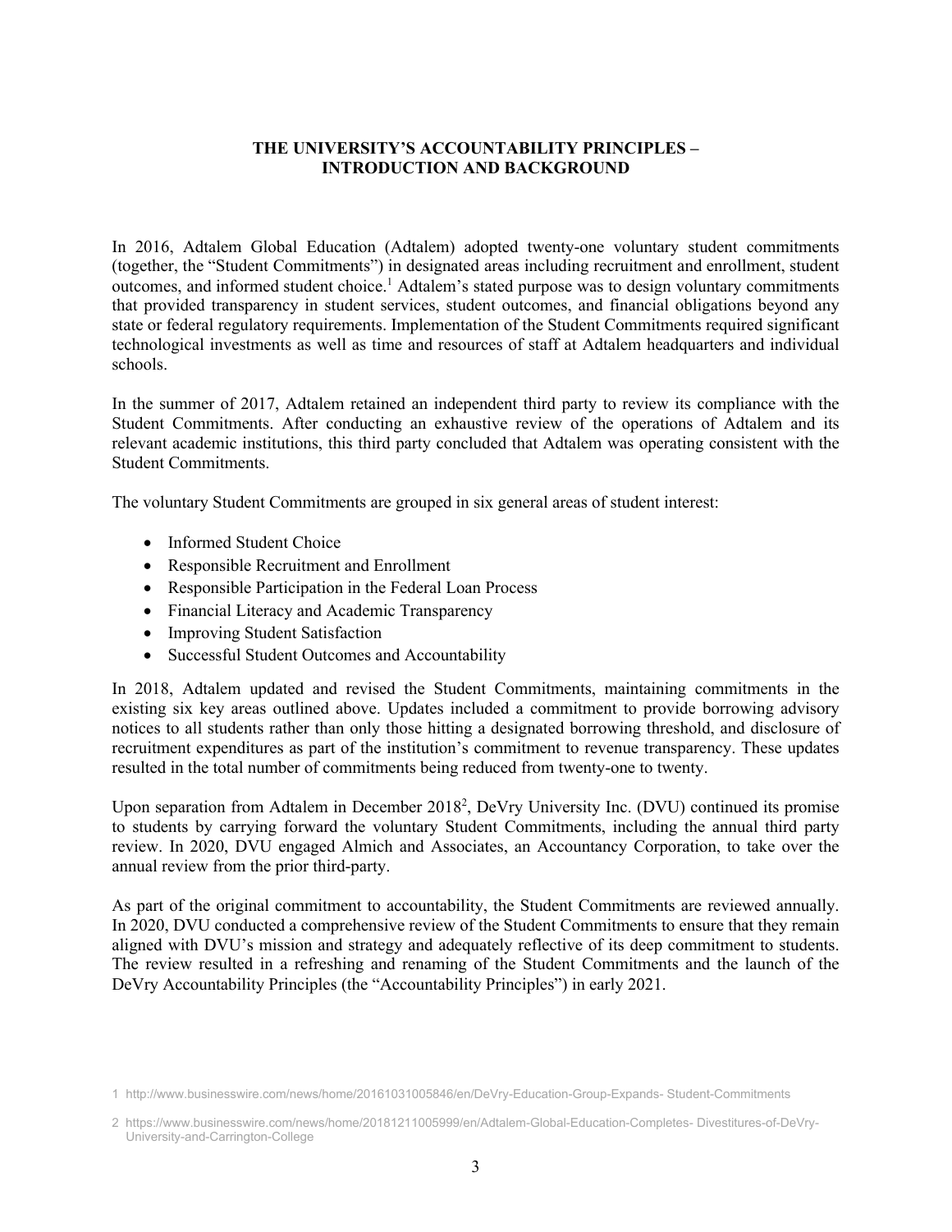## THE UNIVERSITY'S ACCOUNTABILITY PRINCIPLES – INTRODUCTION AND BACKGROUND

In 2016, Adtalem Global Education (Adtalem) adopted twenty-one voluntary student commitments (together, the "Student Commitments") in designated areas including recruitment and enrollment, student outcomes, and informed student choice.[1] Adtalem's stated purpose was to design voluntary commitments that provided transparency in student services, student outcomes, and financial obligations beyond any state or federal regulatory requirements. Implementation of the Student Commitments required significant technological investments as well as time and resources of staff at Adtalem headquarters and individual schools.

In the summer of 2017, Adtalem retained an independent third party to review its compliance with the Student Commitments. After conducting an exhaustive review of the operations of Adtalem and its relevant academic institutions, this third party concluded that Adtalem was operating consistent with the Student Commitments.

The voluntary Student Commitments are grouped in six general areas of student interest:

- Informed Student Choice
- Responsible Recruitment and Enrollment
- Responsible Participation in the Federal Loan Process
- Financial Literacy and Academic Transparency
- Improving Student Satisfaction
- Successful Student Outcomes and Accountability

In 2018, Adtalem updated and revised the Student Commitments, maintaining commitments in the existing six key areas outlined above. Updates included a commitment to provide borrowing advisory notices to all students rather than only those hitting a designated borrowing threshold, and disclosure of recruitment expenditures as part of the institution's commitment to revenue transparency. These updates resulted in the total number of commitments being reduced from twenty-one to twenty.

Upon separation from Adtalem in December 2018[2], DeVry University Inc. (DVU) continued its promise to students by carrying forward the voluntary Student Commitments, including the annual third party review. In 2020, DVU engaged Almich and Associates, an Accountancy Corporation, to take over the annual review from the prior third-party.

As part of the original commitment to accountability, the Student Commitments are reviewed annually. In 2020, DVU conducted a comprehensive review of the Student Commitments to ensure that they remain aligned with DVU's mission and strategy and adequately reflective of its deep commitment to students. The review resulted in a refreshing and renaming of the Student Commitments and the launch of the DeVry Accountability Principles (the "Accountability Principles") in early 2021.

1 http://www.businesswire.com/news/home/20161031005846/en/DeVry-Education-Group-Expands- Student-Commitments

2 https://www.businesswire.com/news/home/20181211005999/en/Adtalem-Global-Education-Completes- Divestitures-of-DeVry-University-and-Carrington-College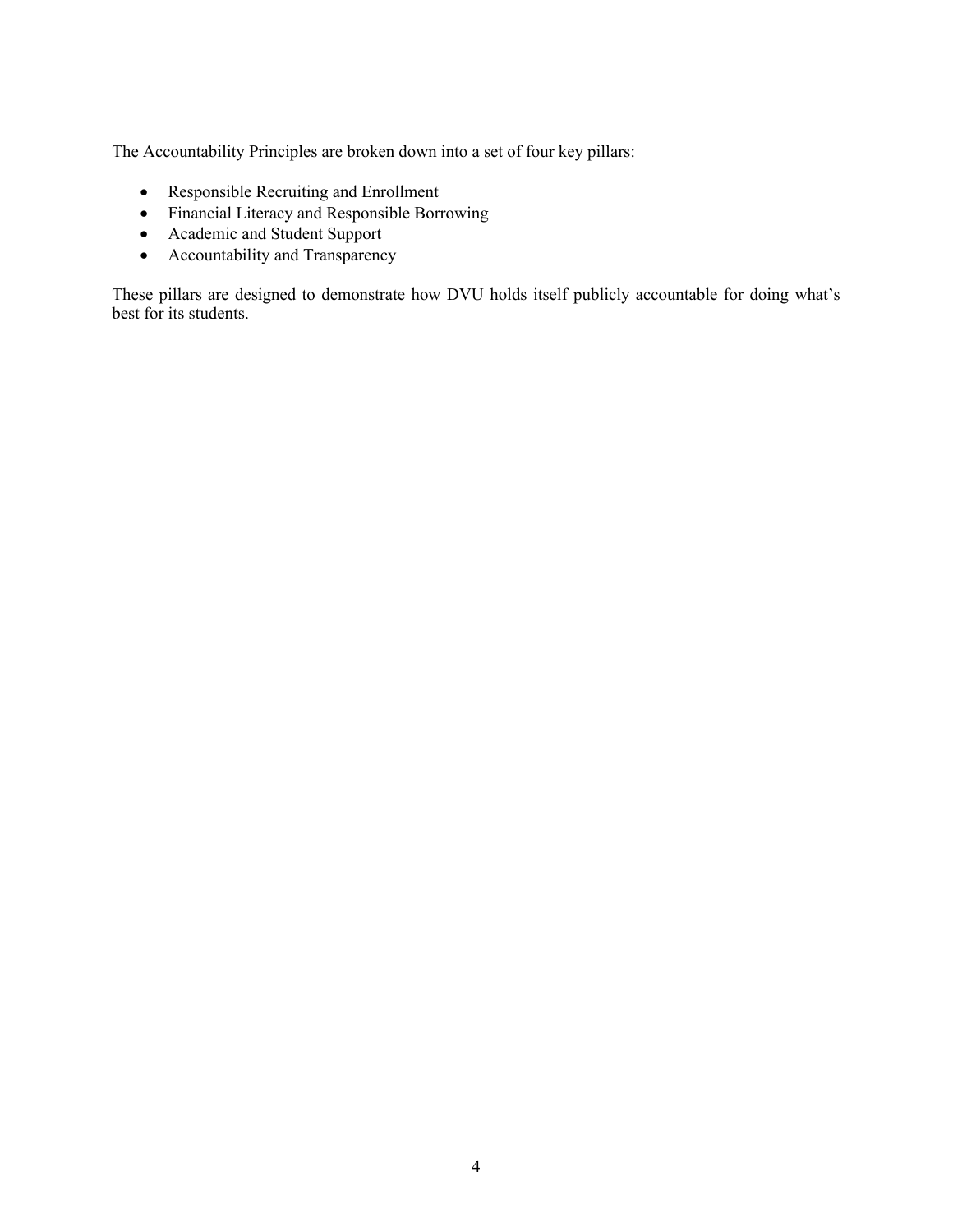The Accountability Principles are broken down into a set of four key pillars:

- Responsible Recruiting and Enrollment
- Financial Literacy and Responsible Borrowing
- Academic and Student Support
- Accountability and Transparency

These pillars are designed to demonstrate how DVU holds itself publicly accountable for doing what's best for its students.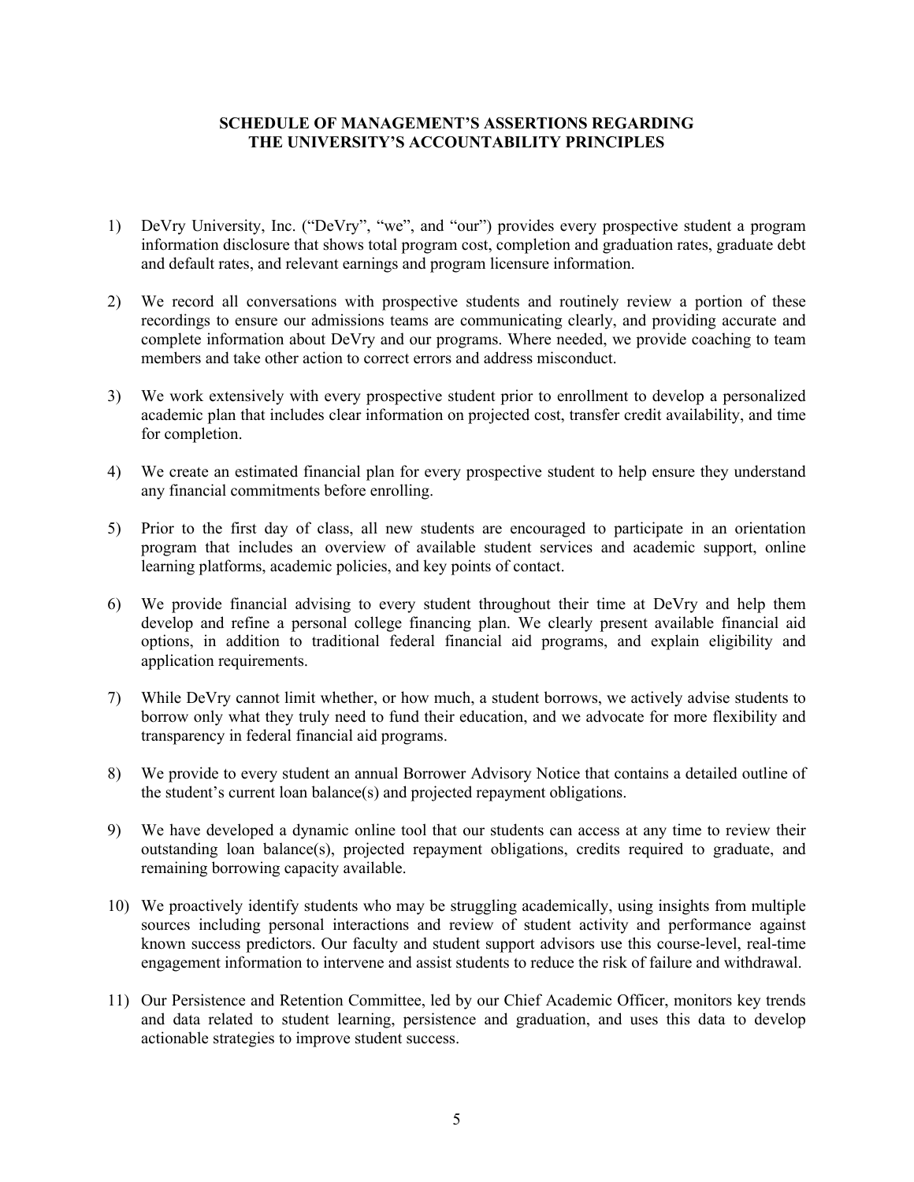## SCHEDULE OF MANAGEMENT'S ASSERTIONS REGARDING THE UNIVERSITY'S ACCOUNTABILITY PRINCIPLES

1) DeVry University, Inc. ("DeVry", "we", and "our") provides every prospective student a program information disclosure that shows total program cost, completion and graduation rates, graduate debt and default rates, and relevant earnings and program licensure information.

2) We record all conversations with prospective students and routinely review a portion of these recordings to ensure our admissions teams are communicating clearly, and providing accurate and complete information about DeVry and our programs. Where needed, we provide coaching to team members and take other action to correct errors and address misconduct.

3) We work extensively with every prospective student prior to enrollment to develop a personalized academic plan that includes clear information on projected cost, transfer credit availability, and time for completion.

4) We create an estimated financial plan for every prospective student to help ensure they understand any financial commitments before enrolling.

5) Prior to the first day of class, all new students are encouraged to participate in an orientation program that includes an overview of available student services and academic support, online learning platforms, academic policies, and key points of contact.

6) We provide financial advising to every student throughout their time at DeVry and help them develop and refine a personal college financing plan. We clearly present available financial aid options, in addition to traditional federal financial aid programs, and explain eligibility and application requirements.

7) While DeVry cannot limit whether, or how much, a student borrows, we actively advise students to borrow only what they truly need to fund their education, and we advocate for more flexibility and transparency in federal financial aid programs.

8) We provide to every student an annual Borrower Advisory Notice that contains a detailed outline of the student's current loan balance(s) and projected repayment obligations.

9) We have developed a dynamic online tool that our students can access at any time to review their outstanding loan balance(s), projected repayment obligations, credits required to graduate, and remaining borrowing capacity available.

10) We proactively identify students who may be struggling academically, using insights from multiple sources including personal interactions and review of student activity and performance against known success predictors. Our faculty and student support advisors use this course-level, real-time engagement information to intervene and assist students to reduce the risk of failure and withdrawal.

11) Our Persistence and Retention Committee, led by our Chief Academic Officer, monitors key trends and data related to student learning, persistence and graduation, and uses this data to develop actionable strategies to improve student success.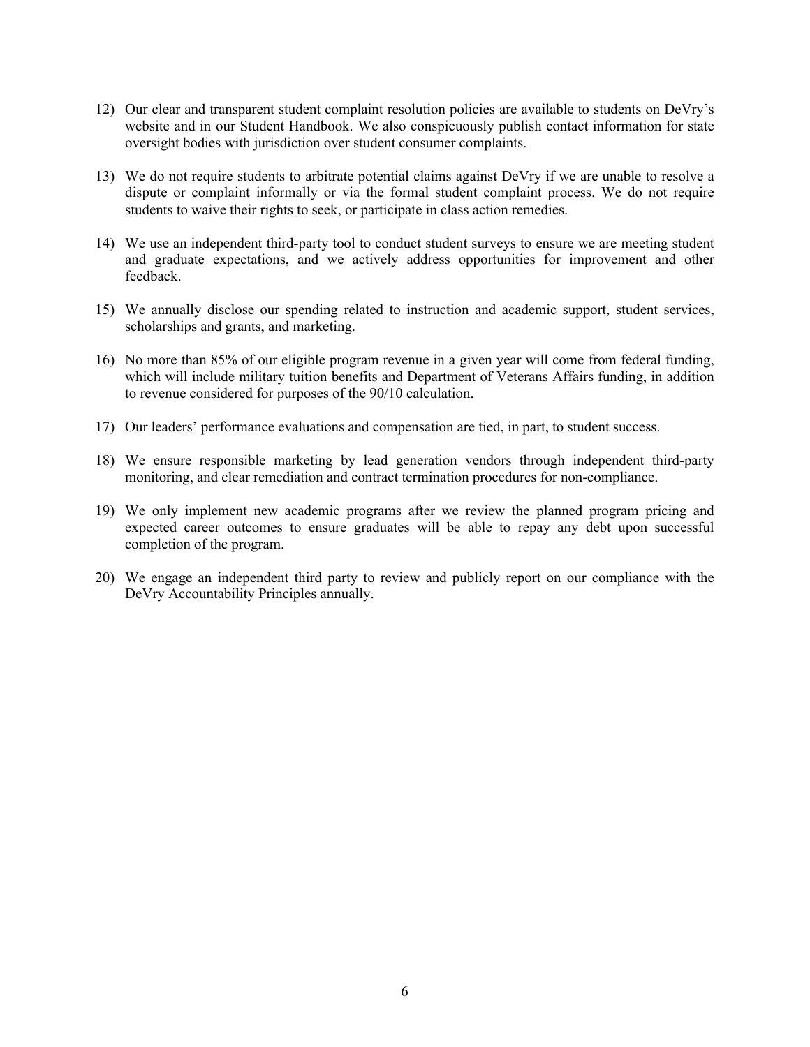12) Our clear and transparent student complaint resolution policies are available to students on DeVry's website and in our Student Handbook. We also conspicuously publish contact information for state oversight bodies with jurisdiction over student consumer complaints.

13) We do not require students to arbitrate potential claims against DeVry if we are unable to resolve a dispute or complaint informally or via the formal student complaint process. We do not require students to waive their rights to seek, or participate in class action remedies.

14) We use an independent third-party tool to conduct student surveys to ensure we are meeting student and graduate expectations, and we actively address opportunities for improvement and other feedback.

15) We annually disclose our spending related to instruction and academic support, student services, scholarships and grants, and marketing.

16) No more than 85% of our eligible program revenue in a given year will come from federal funding, which will include military tuition benefits and Department of Veterans Affairs funding, in addition to revenue considered for purposes of the 90/10 calculation.

17) Our leaders' performance evaluations and compensation are tied, in part, to student success.

18) We ensure responsible marketing by lead generation vendors through independent third-party monitoring, and clear remediation and contract termination procedures for non-compliance.

19) We only implement new academic programs after we review the planned program pricing and expected career outcomes to ensure graduates will be able to repay any debt upon successful completion of the program.

20) We engage an independent third party to review and publicly report on our compliance with the DeVry Accountability Principles annually.